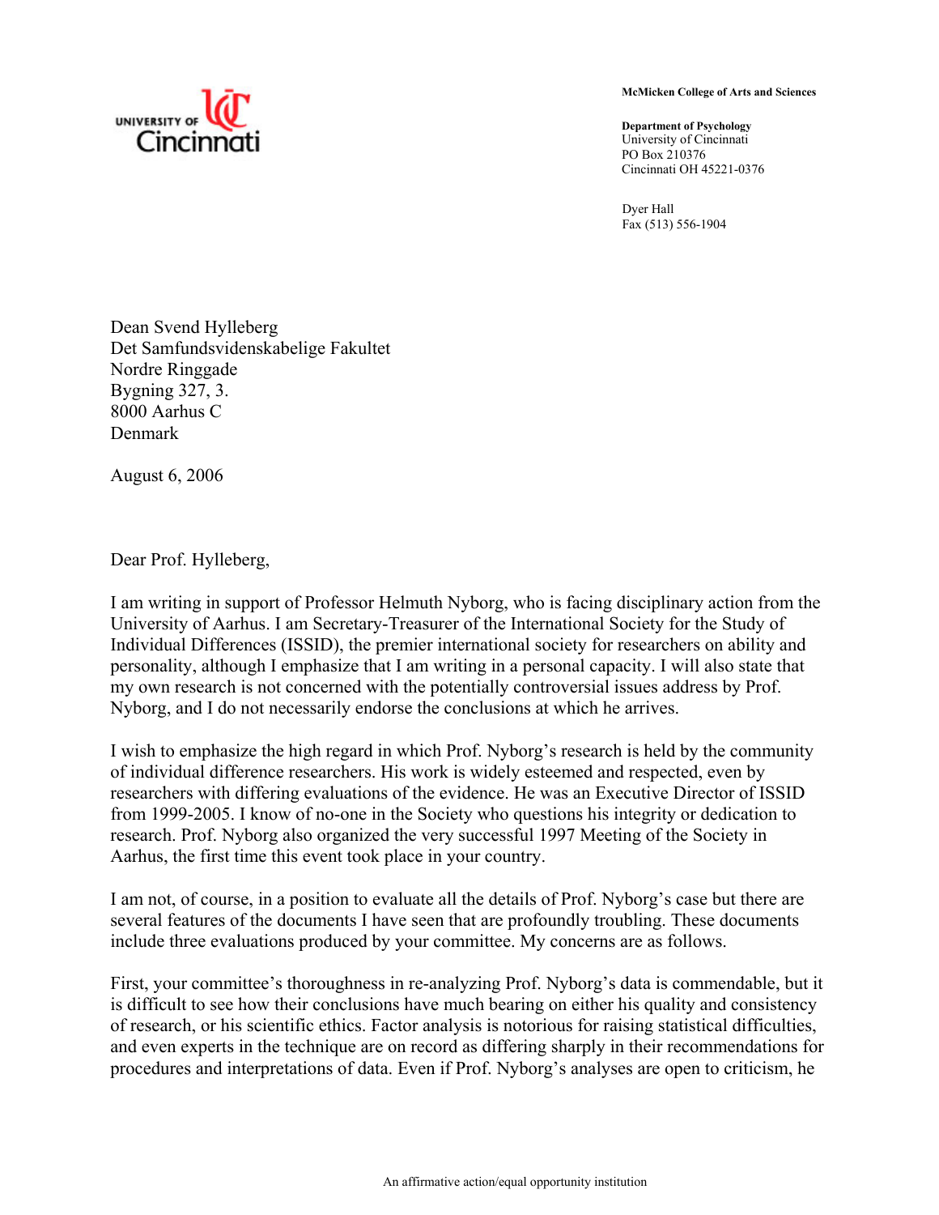UNIVERSITY OF Cincinnati

**McMicken College of Arts and Sciences**

**Department of Psychology**
University of Cincinnati
PO Box 210376
Cincinnati OH 45221-0376

Dyer Hall
Fax (513) 556-1904

Dean Svend Hylleberg
Det Samfundsvidenskabelige Fakultet
Nordre Ringgade
Bygning 327, 3.
8000 Aarhus C
Denmark

August 6, 2006

Dear Prof. Hylleberg,

I am writing in support of Professor Helmuth Nyborg, who is facing disciplinary action from the University of Aarhus. I am Secretary-Treasurer of the International Society for the Study of Individual Differences (ISSID), the premier international society for researchers on ability and personality, although I emphasize that I am writing in a personal capacity. I will also state that my own research is not concerned with the potentially controversial issues address by Prof. Nyborg, and I do not necessarily endorse the conclusions at which he arrives.

I wish to emphasize the high regard in which Prof. Nyborg's research is held by the community of individual difference researchers. His work is widely esteemed and respected, even by researchers with differing evaluations of the evidence. He was an Executive Director of ISSID from 1999-2005. I know of no-one in the Society who questions his integrity or dedication to research. Prof. Nyborg also organized the very successful 1997 Meeting of the Society in Aarhus, the first time this event took place in your country.

I am not, of course, in a position to evaluate all the details of Prof. Nyborg's case but there are several features of the documents I have seen that are profoundly troubling. These documents include three evaluations produced by your committee. My concerns are as follows.

First, your committee's thoroughness in re-analyzing Prof. Nyborg's data is commendable, but it is difficult to see how their conclusions have much bearing on either his quality and consistency of research, or his scientific ethics. Factor analysis is notorious for raising statistical difficulties, and even experts in the technique are on record as differing sharply in their recommendations for procedures and interpretations of data. Even if Prof. Nyborg's analyses are open to criticism, he

An affirmative action/equal opportunity institution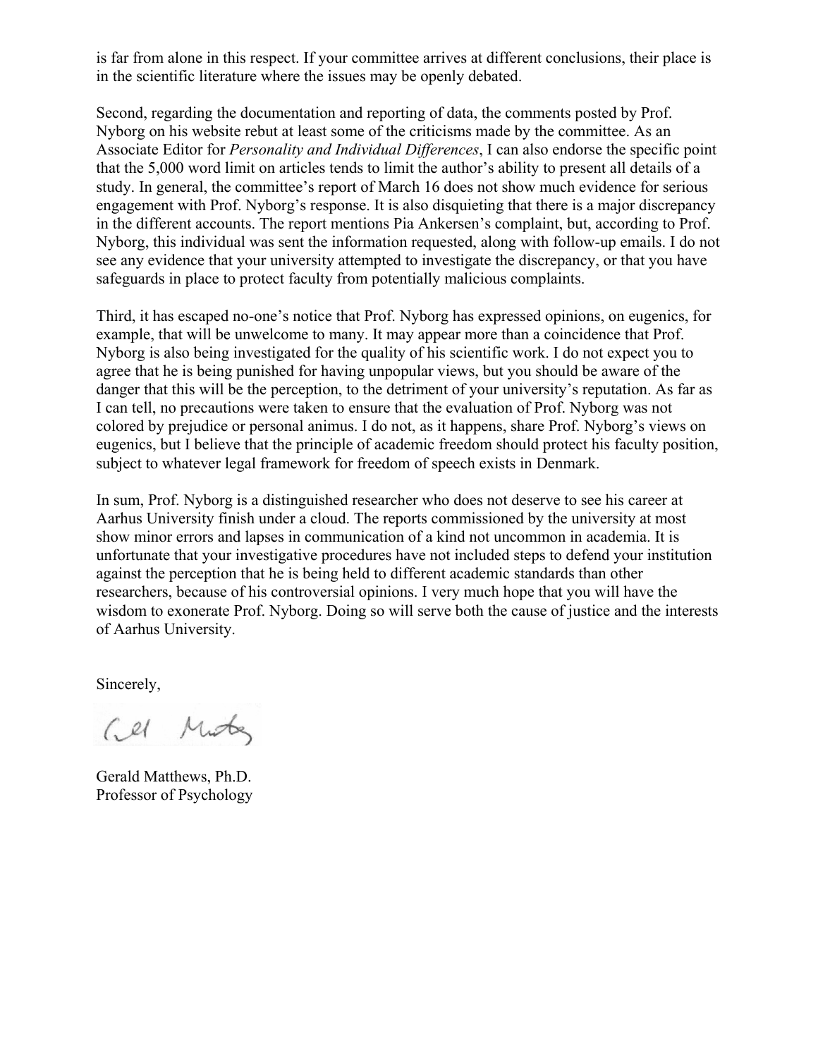is far from alone in this respect. If your committee arrives at different conclusions, their place is in the scientific literature where the issues may be openly debated.

Second, regarding the documentation and reporting of data, the comments posted by Prof. Nyborg on his website rebut at least some of the criticisms made by the committee. As an Associate Editor for *Personality and Individual Differences*, I can also endorse the specific point that the 5,000 word limit on articles tends to limit the author's ability to present all details of a study. In general, the committee's report of March 16 does not show much evidence for serious engagement with Prof. Nyborg's response. It is also disquieting that there is a major discrepancy in the different accounts. The report mentions Pia Ankersen's complaint, but, according to Prof. Nyborg, this individual was sent the information requested, along with follow-up emails. I do not see any evidence that your university attempted to investigate the discrepancy, or that you have safeguards in place to protect faculty from potentially malicious complaints.

Third, it has escaped no-one's notice that Prof. Nyborg has expressed opinions, on eugenics, for example, that will be unwelcome to many. It may appear more than a coincidence that Prof. Nyborg is also being investigated for the quality of his scientific work. I do not expect you to agree that he is being punished for having unpopular views, but you should be aware of the danger that this will be the perception, to the detriment of your university's reputation. As far as I can tell, no precautions were taken to ensure that the evaluation of Prof. Nyborg was not colored by prejudice or personal animus. I do not, as it happens, share Prof. Nyborg's views on eugenics, but I believe that the principle of academic freedom should protect his faculty position, subject to whatever legal framework for freedom of speech exists in Denmark.

In sum, Prof. Nyborg is a distinguished researcher who does not deserve to see his career at Aarhus University finish under a cloud. The reports commissioned by the university at most show minor errors and lapses in communication of a kind not uncommon in academia. It is unfortunate that your investigative procedures have not included steps to defend your institution against the perception that he is being held to different academic standards than other researchers, because of his controversial opinions. I very much hope that you will have the wisdom to exonerate Prof. Nyborg. Doing so will serve both the cause of justice and the interests of Aarhus University.

Sincerely,

Gerald Matthews, Ph.D.
Professor of Psychology